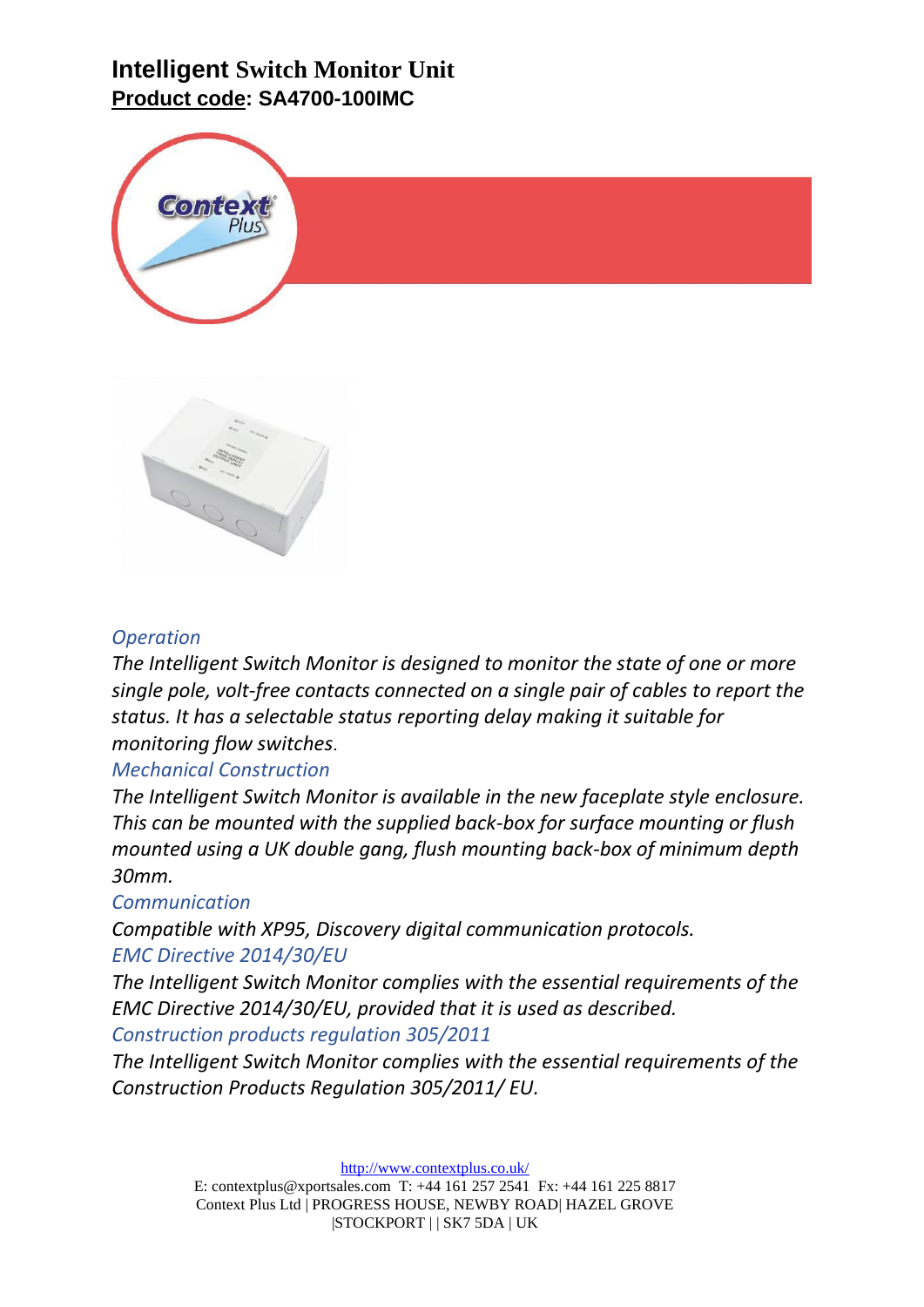# Intelligent Switch Monitor Unit

**<u>Product code</u>: SA4700-100IMC**

### *Operation*

*The Intelligent Switch Monitor is designed to monitor the state of one or more single pole, volt-free contacts connected on a single pair of cables to report the status. It has a selectable status reporting delay making it suitable for monitoring flow switches.*

### *Mechanical Construction*

*The Intelligent Switch Monitor is available in the new faceplate style enclosure. This can be mounted with the supplied back-box for surface mounting or flush mounted using a UK double gang, flush mounting back-box of minimum depth 30mm.*

### *Communication*

*Compatible with XP95, Discovery digital communication protocols.*

### *EMC Directive 2014/30/EU*

*The Intelligent Switch Monitor complies with the essential requirements of the EMC Directive 2014/30/EU, provided that it is used as described.*

### *Construction products regulation 305/2011*

*The Intelligent Switch Monitor complies with the essential requirements of the Construction Products Regulation 305/2011/ EU.*

http://www.contextplus.co.uk/

E: contextplus@xportsales.com T: +44 161 257 2541 Fx: +44 161 225 8817
Context Plus Ltd | PROGRESS HOUSE, NEWBY ROAD| HAZEL GROVE |STOCKPORT | | SK7 5DA | UK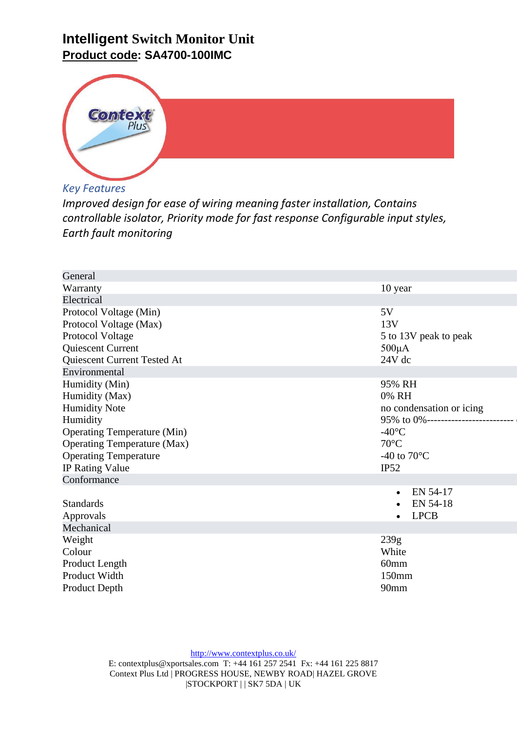# Intelligent Switch Monitor Unit

**Product code: SA4700-100IMC**

*Key Features*

*Improved design for ease of wiring meaning faster installation, Contains controllable isolator, Priority mode for fast response Configurable input styles, Earth fault monitoring*

| | |
|---|---|
| General | |
| Warranty | 10 year |
| Electrical | |
| Protocol Voltage (Min) | 5V |
| Protocol Voltage (Max) | 13V |
| Protocol Voltage | 5 to 13V peak to peak |
| Quiescent Current | 500µA |
| Quiescent Current Tested At | 24V dc |
| Environmental | |
| Humidity (Min) | 95% RH |
| Humidity (Max) | 0% RH |
| Humidity Note | no condensation or icing |
| Humidity | 95% to 0%------------------------- |
| Operating Temperature (Min) | -40°C |
| Operating Temperature (Max) | 70°C |
| Operating Temperature | -40 to 70°C |
| IP Rating Value | IP52 |
| Conformance | |
| Standards | • EN 54-17<br>• EN 54-18 |
| Approvals | • LPCB |
| Mechanical | |
| Weight | 239g |
| Colour | White |
| Product Length | 60mm |
| Product Width | 150mm |
| Product Depth | 90mm |

http://www.contextplus.co.uk/
E: contextplus@xportsales.com T: +44 161 257 2541 Fx: +44 161 225 8817
Context Plus Ltd | PROGRESS HOUSE, NEWBY ROAD| HAZEL GROVE |STOCKPORT | | SK7 5DA | UK